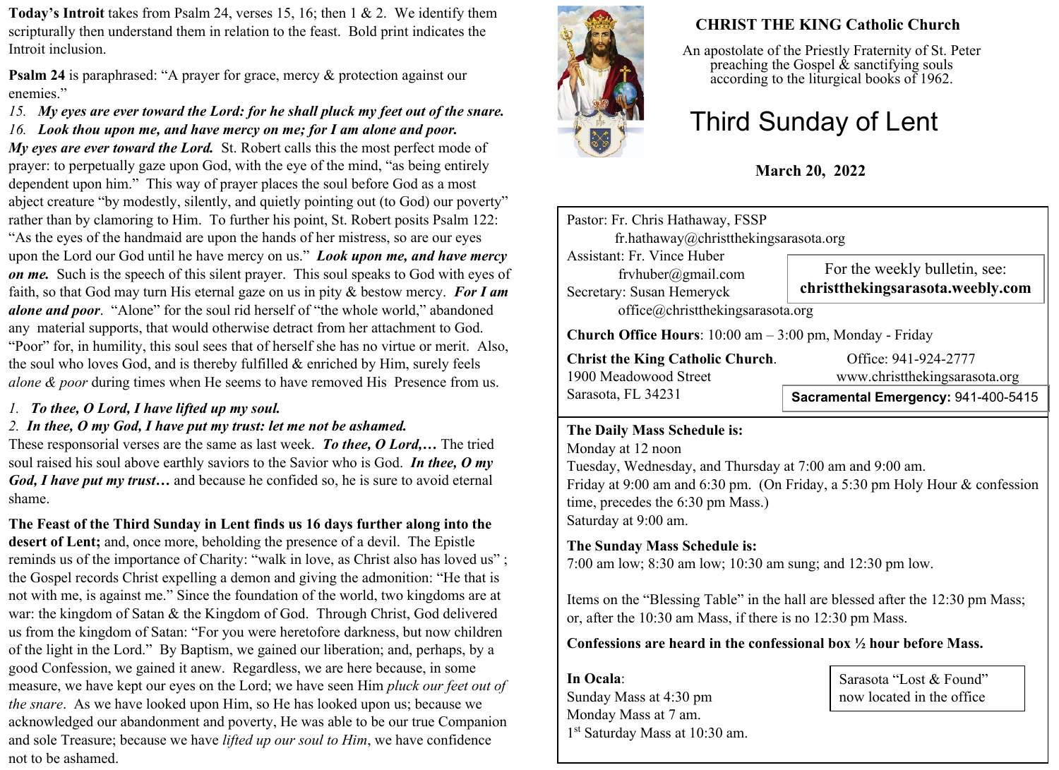# CHRIST THE KING Catholic Church

An apostolate of the Priestly Fraternity of St. Peter preaching the Gospel & sanctifying souls according to the liturgical books of 1962.

## Third Sunday of Lent

**March 20, 2022**

Pastor: Fr. Chris Hathaway, FSSP
fr.hathaway@christthekingsarasota.org
Assistant: Fr. Vince Huber
frvhuber@gmail.com
Secretary: Susan Hemeryck
office@christthekingsarasota.org

For the weekly bulletin, see: **christthekingsarasota.weebly.com**

**Church Office Hours**: 10:00 am – 3:00 pm, Monday - Friday

**Christ the King Catholic Church**.
1900 Meadowood Street
Sarasota, FL 34231

Office: 941-924-2777
www.christthekingsarasota.org

**Sacramental Emergency:** 941-400-5415

**The Daily Mass Schedule is:**
Monday at 12 noon
Tuesday, Wednesday, and Thursday at 7:00 am and 9:00 am.
Friday at 9:00 am and 6:30 pm. (On Friday, a 5:30 pm Holy Hour & confession time, precedes the 6:30 pm Mass.)
Saturday at 9:00 am.

**The Sunday Mass Schedule is:**
7:00 am low; 8:30 am low; 10:30 am sung; and 12:30 pm low.

Items on the "Blessing Table" in the hall are blessed after the 12:30 pm Mass; or, after the 10:30 am Mass, if there is no 12:30 pm Mass.

**Confessions are heard in the confessional box ½ hour before Mass.**

**In Ocala**:
Sunday Mass at 4:30 pm
Monday Mass at 7 am.
1st Saturday Mass at 10:30 am.

Sarasota "Lost & Found" now located in the office

---

**Today's Introit** takes from Psalm 24, verses 15, 16; then 1 & 2. We identify them scripturally then understand them in relation to the feast. Bold print indicates the Introit inclusion.

**Psalm 24** is paraphrased: "A prayer for grace, mercy & protection against our enemies."

*15.* ***My eyes are ever toward the Lord: for he shall pluck my feet out of the snare.***
*16.* ***Look thou upon me, and have mercy on me; for I am alone and poor.***

***My eyes are ever toward the Lord.*** St. Robert calls this the most perfect mode of prayer: to perpetually gaze upon God, with the eye of the mind, "as being entirely dependent upon him." This way of prayer places the soul before God as a most abject creature "by modestly, silently, and quietly pointing out (to God) our poverty" rather than by clamoring to Him. To further his point, St. Robert posits Psalm 122: "As the eyes of the handmaid are upon the hands of her mistress, so are our eyes upon the Lord our God until he have mercy on us." ***Look upon me, and have mercy on me.*** Such is the speech of this silent prayer. This soul speaks to God with eyes of faith, so that God may turn His eternal gaze on us in pity & bestow mercy. ***For I am alone and poor***. "Alone" for the soul rid herself of "the whole world," abandoned any material supports, that would otherwise detract from her attachment to God. "Poor" for, in humility, this soul sees that of herself she has no virtue or merit. Also, the soul who loves God, and is thereby fulfilled & enriched by Him, surely feels *alone & poor* during times when He seems to have removed His Presence from us.

*1.* ***To thee, O Lord, I have lifted up my soul.***
*2.* ***In thee, O my God, I have put my trust: let me not be ashamed.***

These responsorial verses are the same as last week. ***To thee, O Lord,…*** The tried soul raised his soul above earthly saviors to the Savior who is God. ***In thee, O my God, I have put my trust…*** and because he confided so, he is sure to avoid eternal shame.

**The Feast of the Third Sunday in Lent finds us 16 days further along into the desert of Lent;** and, once more, beholding the presence of a devil. The Epistle reminds us of the importance of Charity: "walk in love, as Christ also has loved us" ; the Gospel records Christ expelling a demon and giving the admonition: "He that is not with me, is against me." Since the foundation of the world, two kingdoms are at war: the kingdom of Satan & the Kingdom of God. Through Christ, God delivered us from the kingdom of Satan: "For you were heretofore darkness, but now children of the light in the Lord." By Baptism, we gained our liberation; and, perhaps, by a good Confession, we gained it anew. Regardless, we are here because, in some measure, we have kept our eyes on the Lord; we have seen Him *pluck our feet out of the snare*. As we have looked upon Him, so He has looked upon us; because we acknowledged our abandonment and poverty, He was able to be our true Companion and sole Treasure; because we have *lifted up our soul to Him*, we have confidence not to be ashamed.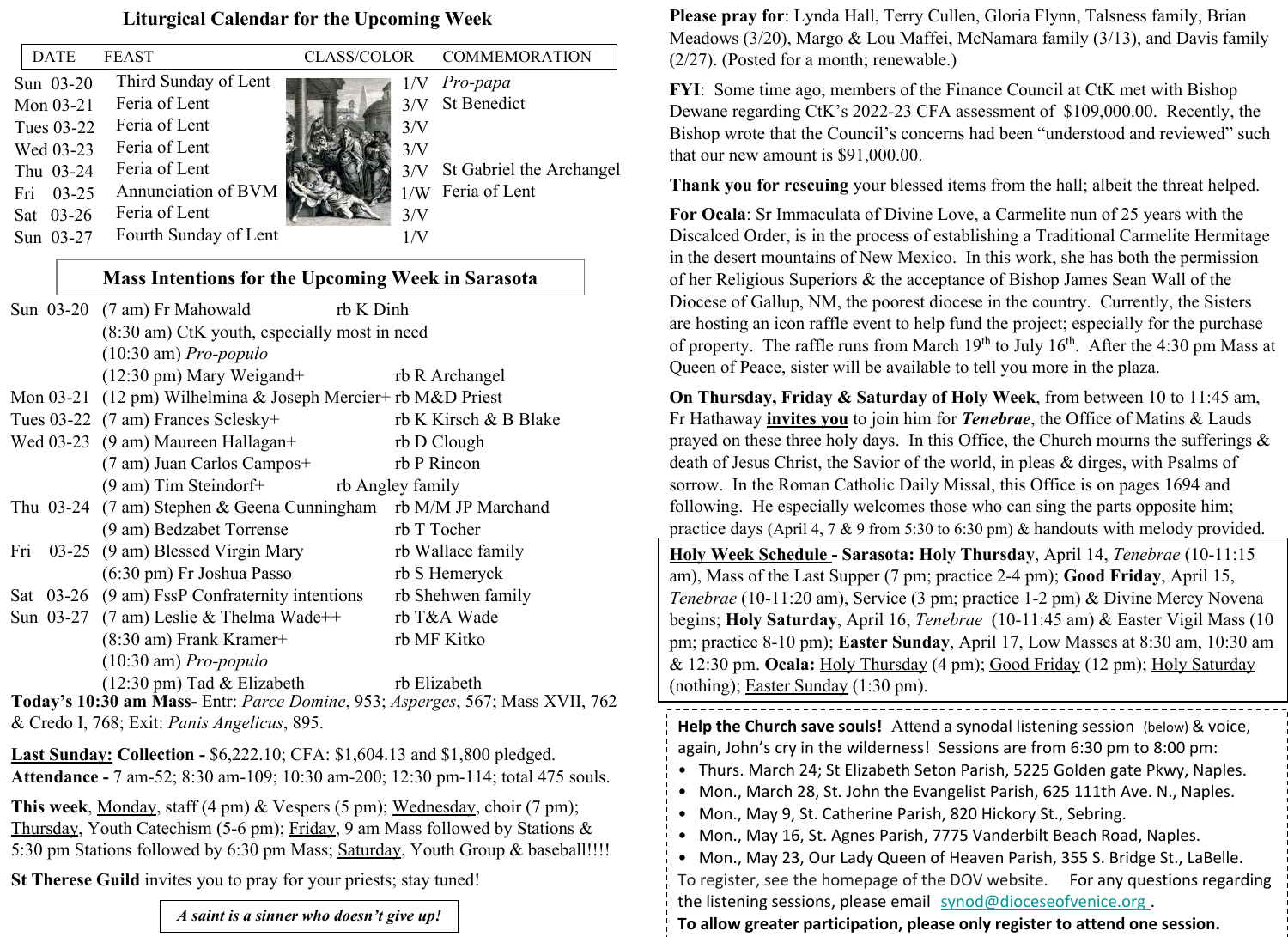## Liturgical Calendar for the Upcoming Week

| DATE | FEAST | CLASS/COLOR | COMMEMORATION |
|---|---|---|---|
| Sun 03-20 | Third Sunday of Lent | 1/V | *Pro-papa* |
| Mon 03-21 | Feria of Lent | 3/V | St Benedict |
| Tues 03-22 | Feria of Lent | 3/V | |
| Wed 03-23 | Feria of Lent | 3/V | |
| Thu 03-24 | Feria of Lent | 3/V | St Gabriel the Archangel |
| Fri 03-25 | Annunciation of BVM | 1/W | Feria of Lent |
| Sat 03-26 | Feria of Lent | 3/V | |
| Sun 03-27 | Fourth Sunday of Lent | 1/V | |

## Mass Intentions for the Upcoming Week in Sarasota

| | | |
|---|---|---|
| Sun 03-20 | (7 am) Fr Mahowald | rb K Dinh |
| | (8:30 am) CtK youth, especially most in need | |
| | (10:30 am) *Pro-populo* | |
| | (12:30 pm) Mary Weigand+ | rb R Archangel |
| Mon 03-21 | (12 pm) Wilhelmina & Joseph Mercier+ | rb M&D Priest |
| Tues 03-22 | (7 am) Frances Sclesky+ | rb K Kirsch & B Blake |
| Wed 03-23 | (9 am) Maureen Hallagan+ | rb D Clough |
| | (7 am) Juan Carlos Campos+ | rb P Rincon |
| | (9 am) Tim Steindorf+ | rb Angley family |
| Thu 03-24 | (7 am) Stephen & Geena Cunningham | rb M/M JP Marchand |
| | (9 am) Bedzabet Torrense | rb T Tocher |
| Fri 03-25 | (9 am) Blessed Virgin Mary | rb Wallace family |
| | (6:30 pm) Fr Joshua Passo | rb S Hemeryck |
| Sat 03-26 | (9 am) FssP Confraternity intentions | rb Shehwen family |
| Sun 03-27 | (7 am) Leslie & Thelma Wade++ | rb T&A Wade |
| | (8:30 am) Frank Kramer+ | rb MF Kitko |
| | (10:30 am) *Pro-populo* | |
| | (12:30 pm) Tad & Elizabeth | rb Elizabeth |

**Today's 10:30 am Mass-** Entr: *Parce Domine*, 953; *Asperges*, 567; Mass XVII, 762 & Credo I, 768; Exit: *Panis Angelicus*, 895.

**Last Sunday: Collection -** $6,222.10; CFA: $1,604.13 and $1,800 pledged. **Attendance -** 7 am-52; 8:30 am-109; 10:30 am-200; 12:30 pm-114; total 475 souls.

**This week**, Monday, staff (4 pm) & Vespers (5 pm); Wednesday, choir (7 pm); Thursday, Youth Catechism (5-6 pm); Friday, 9 am Mass followed by Stations & 5:30 pm Stations followed by 6:30 pm Mass; Saturday, Youth Group & baseball!!!!

**St Therese Guild** invites you to pray for your priests; stay tuned!

*A saint is a sinner who doesn't give up!*

**Please pray for**: Lynda Hall, Terry Cullen, Gloria Flynn, Talsness family, Brian Meadows (3/20), Margo & Lou Maffei, McNamara family (3/13), and Davis family (2/27). (Posted for a month; renewable.)

**FYI**: Some time ago, members of the Finance Council at CtK met with Bishop Dewane regarding CtK's 2022-23 CFA assessment of $109,000.00. Recently, the Bishop wrote that the Council's concerns had been "understood and reviewed" such that our new amount is $91,000.00.

**Thank you for rescuing** your blessed items from the hall; albeit the threat helped.

**For Ocala**: Sr Immaculata of Divine Love, a Carmelite nun of 25 years with the Discalced Order, is in the process of establishing a Traditional Carmelite Hermitage in the desert mountains of New Mexico. In this work, she has both the permission of her Religious Superiors & the acceptance of Bishop James Sean Wall of the Diocese of Gallup, NM, the poorest diocese in the country. Currently, the Sisters are hosting an icon raffle event to help fund the project; especially for the purchase of property. The raffle runs from March 19th to July 16th. After the 4:30 pm Mass at Queen of Peace, sister will be available to tell you more in the plaza.

**On Thursday, Friday & Saturday of Holy Week**, from between 10 to 11:45 am, Fr Hathaway **invites you** to join him for ***Tenebrae***, the Office of Matins & Lauds prayed on these three holy days. In this Office, the Church mourns the sufferings & death of Jesus Christ, the Savior of the world, in pleas & dirges, with Psalms of sorrow. In the Roman Catholic Daily Missal, this Office is on pages 1694 and following. He especially welcomes those who can sing the parts opposite him; practice days (April 4, 7 & 9 from 5:30 to 6:30 pm) & handouts with melody provided.

**Holy Week Schedule - Sarasota: Holy Thursday**, April 14, *Tenebrae* (10-11:15 am), Mass of the Last Supper (7 pm; practice 2-4 pm); **Good Friday**, April 15, *Tenebrae* (10-11:20 am), Service (3 pm; practice 1-2 pm) & Divine Mercy Novena begins; **Holy Saturday**, April 16, *Tenebrae* (10-11:45 am) & Easter Vigil Mass (10 pm; practice 8-10 pm); **Easter Sunday**, April 17, Low Masses at 8:30 am, 10:30 am & 12:30 pm. **Ocala:** Holy Thursday (4 pm); Good Friday (12 pm); Holy Saturday (nothing); Easter Sunday (1:30 pm).

**Help the Church save souls!** Attend a synodal listening session (below) & voice, again, John's cry in the wilderness! Sessions are from 6:30 pm to 8:00 pm:

- Thurs. March 24; St Elizabeth Seton Parish, 5225 Golden gate Pkwy, Naples.
- Mon., March 28, St. John the Evangelist Parish, 625 111th Ave. N., Naples.
- Mon., May 9, St. Catherine Parish, 820 Hickory St., Sebring.
- Mon., May 16, St. Agnes Parish, 7775 Vanderbilt Beach Road, Naples.
- Mon., May 23, Our Lady Queen of Heaven Parish, 355 S. Bridge St., LaBelle.

To register, see the homepage of the DOV website. For any questions regarding the listening sessions, please email synod@dioceseofvenice.org.

**To allow greater participation, please only register to attend one session.**